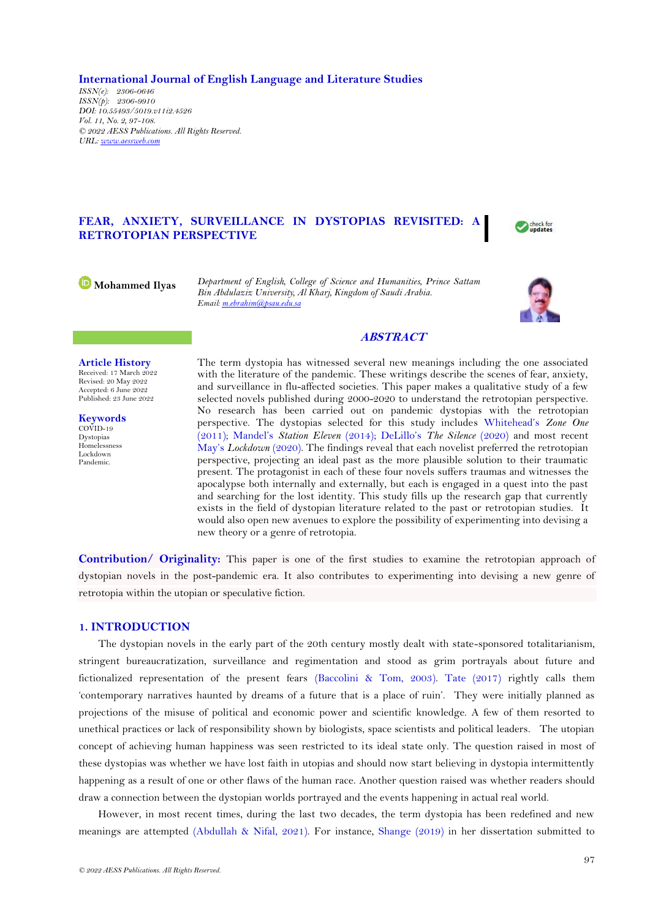International Journal of English Language and Literature Studies

*ISSN(e): 2306-0646*
*ISSN(p): 2306-9910*
*DOI: 10.55493/5019.v11i2.4526*
*Vol. 11, No. 2, 97-108.*
*© 2022 AESS Publications. All Rights Reserved.*
*URL: www.aessweb.com*

# FEAR, ANXIETY, SURVEILLANCE IN DYSTOPIAS REVISITED: A RETROTOPIAN PERSPECTIVE

**Mohammed Ilyas**

*Department of English, College of Science and Humanities, Prince Sattam Bin Abdulaziz University, Al Kharj, Kingdom of Saudi Arabia.*
*Email: m.ebrahim@psau.edu.sa*

**Article History**
Received: 17 March 2022
Revised: 20 May 2022
Accepted: 6 June 2022
Published: 23 June 2022

**Keywords**
COVID-19
Dystopias
Homelessness
Lockdown
Pandemic.

## *ABSTRACT*

The term dystopia has witnessed several new meanings including the one associated with the literature of the pandemic. These writings describe the scenes of fear, anxiety, and surveillance in flu-affected societies. This paper makes a qualitative study of a few selected novels published during 2000-2020 to understand the retrotopian perspective. No research has been carried out on pandemic dystopias with the retrotopian perspective. The dystopias selected for this study includes Whitehead's *Zone One* (2011); Mandel's *Station Eleven* (2014); DeLillo's *The Silence* (2020) and most recent May's *Lockdown* (2020). The findings reveal that each novelist preferred the retrotopian perspective, projecting an ideal past as the more plausible solution to their traumatic present. The protagonist in each of these four novels suffers traumas and witnesses the apocalypse both internally and externally, but each is engaged in a quest into the past and searching for the lost identity. This study fills up the research gap that currently exists in the field of dystopian literature related to the past or retrotopian studies. It would also open new avenues to explore the possibility of experimenting into devising a new theory or a genre of retrotopia.

**Contribution/ Originality:** This paper is one of the first studies to examine the retrotopian approach of dystopian novels in the post-pandemic era. It also contributes to experimenting into devising a new genre of retrotopia within the utopian or speculative fiction.

## 1. INTRODUCTION

The dystopian novels in the early part of the 20th century mostly dealt with state-sponsored totalitarianism, stringent bureaucratization, surveillance and regimentation and stood as grim portrayals about future and fictionalized representation of the present fears (Baccolini & Tom, 2003). Tate (2017) rightly calls them 'contemporary narratives haunted by dreams of a future that is a place of ruin'. They were initially planned as projections of the misuse of political and economic power and scientific knowledge. A few of them resorted to unethical practices or lack of responsibility shown by biologists, space scientists and political leaders. The utopian concept of achieving human happiness was seen restricted to its ideal state only. The question raised in most of these dystopias was whether we have lost faith in utopias and should now start believing in dystopia intermittently happening as a result of one or other flaws of the human race. Another question raised was whether readers should draw a connection between the dystopian worlds portrayed and the events happening in actual real world.

However, in most recent times, during the last two decades, the term dystopia has been redefined and new meanings are attempted (Abdullah & Nifal, 2021). For instance, Shange (2019) in her dissertation submitted to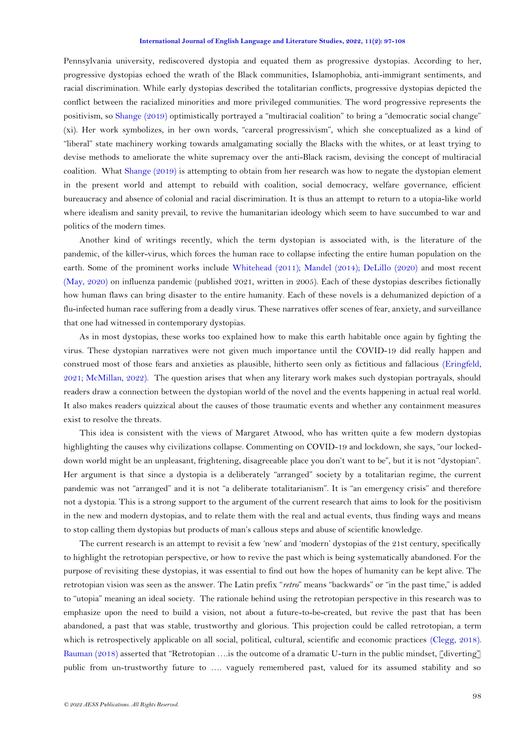Pennsylvania university, rediscovered dystopia and equated them as progressive dystopias. According to her, progressive dystopias echoed the wrath of the Black communities, Islamophobia, anti-immigrant sentiments, and racial discrimination. While early dystopias described the totalitarian conflicts, progressive dystopias depicted the conflict between the racialized minorities and more privileged communities. The word progressive represents the positivism, so Shange (2019) optimistically portrayed a "multiracial coalition" to bring a "democratic social change" (xi). Her work symbolizes, in her own words, "carceral progressivism", which she conceptualized as a kind of "liberal" state machinery working towards amalgamating socially the Blacks with the whites, or at least trying to devise methods to ameliorate the white supremacy over the anti-Black racism, devising the concept of multiracial coalition. What Shange (2019) is attempting to obtain from her research was how to negate the dystopian element in the present world and attempt to rebuild with coalition, social democracy, welfare governance, efficient bureaucracy and absence of colonial and racial discrimination. It is thus an attempt to return to a utopia-like world where idealism and sanity prevail, to revive the humanitarian ideology which seem to have succumbed to war and politics of the modern times.

Another kind of writings recently, which the term dystopian is associated with, is the literature of the pandemic, of the killer-virus, which forces the human race to collapse infecting the entire human population on the earth. Some of the prominent works include Whitehead (2011); Mandel (2014); DeLillo (2020) and most recent (May, 2020) on influenza pandemic (published 2021, written in 2005). Each of these dystopias describes fictionally how human flaws can bring disaster to the entire humanity. Each of these novels is a dehumanized depiction of a flu-infected human race suffering from a deadly virus. These narratives offer scenes of fear, anxiety, and surveillance that one had witnessed in contemporary dystopias.

As in most dystopias, these works too explained how to make this earth habitable once again by fighting the virus. These dystopian narratives were not given much importance until the COVID-19 did really happen and construed most of those fears and anxieties as plausible, hitherto seen only as fictitious and fallacious (Eringfeld, 2021; McMillan, 2022). The question arises that when any literary work makes such dystopian portrayals, should readers draw a connection between the dystopian world of the novel and the events happening in actual real world. It also makes readers quizzical about the causes of those traumatic events and whether any containment measures exist to resolve the threats.

This idea is consistent with the views of Margaret Atwood, who has written quite a few modern dystopias highlighting the causes why civilizations collapse. Commenting on COVID-19 and lockdown, she says, "our locked-down world might be an unpleasant, frightening, disagreeable place you don't want to be", but it is not "dystopian". Her argument is that since a dystopia is a deliberately "arranged" society by a totalitarian regime, the current pandemic was not "arranged" and it is not "a deliberate totalitarianism". It is "an emergency crisis" and therefore not a dystopia. This is a strong support to the argument of the current research that aims to look for the positivism in the new and modern dystopias, and to relate them with the real and actual events, thus finding ways and means to stop calling them dystopias but products of man's callous steps and abuse of scientific knowledge.

The current research is an attempt to revisit a few 'new' and 'modern' dystopias of the 21st century, specifically to highlight the retrotopian perspective, or how to revive the past which is being systematically abandoned. For the purpose of revisiting these dystopias, it was essential to find out how the hopes of humanity can be kept alive. The retrotopian vision was seen as the answer. The Latin prefix "*retro*" means "backwards" or "in the past time," is added to "utopia" meaning an ideal society. The rationale behind using the retrotopian perspective in this research was to emphasize upon the need to build a vision, not about a future-to-be-created, but revive the past that has been abandoned, a past that was stable, trustworthy and glorious. This projection could be called retrotopian, a term which is retrospectively applicable on all social, political, cultural, scientific and economic practices (Clegg, 2018). Bauman (2018) asserted that "Retrotopian ….is the outcome of a dramatic U-turn in the public mindset, [diverting] public from un-trustworthy future to …. vaguely remembered past, valued for its assumed stability and so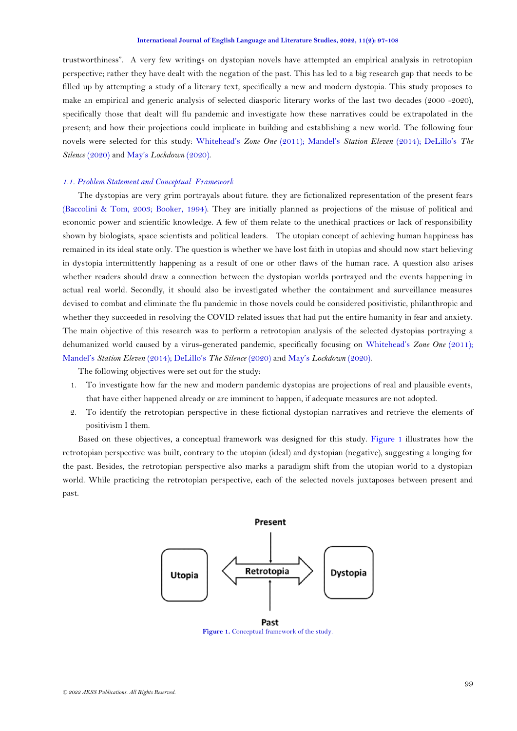trustworthiness". A very few writings on dystopian novels have attempted an empirical analysis in retrotopian perspective; rather they have dealt with the negation of the past. This has led to a big research gap that needs to be filled up by attempting a study of a literary text, specifically a new and modern dystopia. This study proposes to make an empirical and generic analysis of selected diasporic literary works of the last two decades (2000 -2020), specifically those that dealt will flu pandemic and investigate how these narratives could be extrapolated in the present; and how their projections could implicate in building and establishing a new world. The following four novels were selected for this study: Whitehead's *Zone One* (2011); Mandel's *Station Eleven* (2014); DeLillo's *The Silence* (2020) and May's *Lockdown* (2020).

### *1.1. Problem Statement and Conceptual Framework*

The dystopias are very grim portrayals about future. they are fictionalized representation of the present fears (Baccolini & Tom, 2003; Booker, 1994). They are initially planned as projections of the misuse of political and economic power and scientific knowledge. A few of them relate to the unethical practices or lack of responsibility shown by biologists, space scientists and political leaders. The utopian concept of achieving human happiness has remained in its ideal state only. The question is whether we have lost faith in utopias and should now start believing in dystopia intermittently happening as a result of one or other flaws of the human race. A question also arises whether readers should draw a connection between the dystopian worlds portrayed and the events happening in actual real world. Secondly, it should also be investigated whether the containment and surveillance measures devised to combat and eliminate the flu pandemic in those novels could be considered positivistic, philanthropic and whether they succeeded in resolving the COVID related issues that had put the entire humanity in fear and anxiety. The main objective of this research was to perform a retrotopian analysis of the selected dystopias portraying a dehumanized world caused by a virus-generated pandemic, specifically focusing on Whitehead's *Zone One* (2011); Mandel's *Station Eleven* (2014); DeLillo's *The Silence* (2020) and May's *Lockdown* (2020).

The following objectives were set out for the study:

1. To investigate how far the new and modern pandemic dystopias are projections of real and plausible events, that have either happened already or are imminent to happen, if adequate measures are not adopted.
2. To identify the retrotopian perspective in these fictional dystopian narratives and retrieve the elements of positivism I them.

Based on these objectives, a conceptual framework was designed for this study. Figure 1 illustrates how the retrotopian perspective was built, contrary to the utopian (ideal) and dystopian (negative), suggesting a longing for the past. Besides, the retrotopian perspective also marks a paradigm shift from the utopian world to a dystopian world. While practicing the retrotopian perspective, each of the selected novels juxtaposes between present and past.

Present

Utopia ⟷ Retrotopia ⟷ Dystopia

Past

**Figure 1.** Conceptual framework of the study.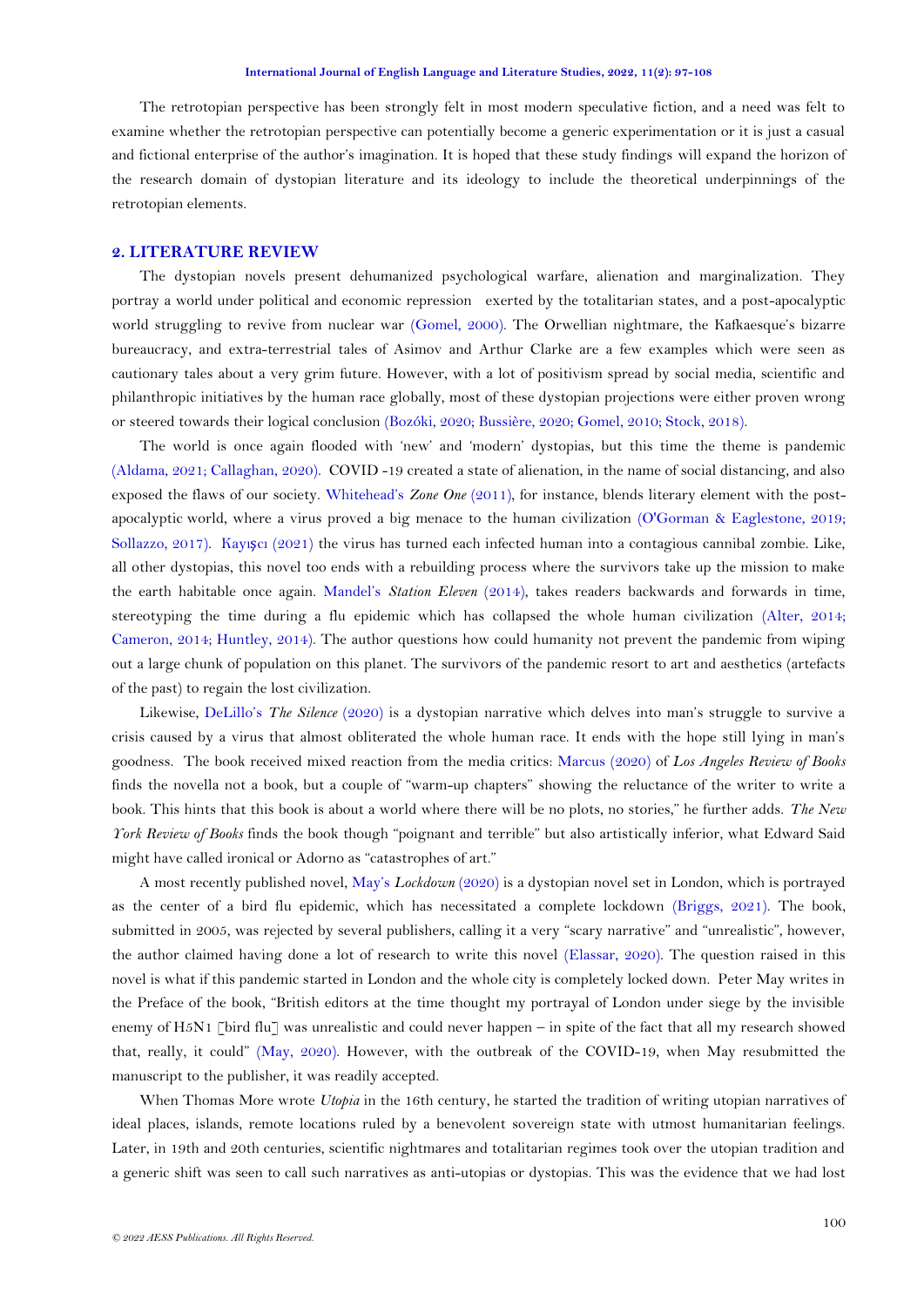The retrotopian perspective has been strongly felt in most modern speculative fiction, and a need was felt to examine whether the retrotopian perspective can potentially become a generic experimentation or it is just a casual and fictional enterprise of the author's imagination. It is hoped that these study findings will expand the horizon of the research domain of dystopian literature and its ideology to include the theoretical underpinnings of the retrotopian elements.

## 2. LITERATURE REVIEW

The dystopian novels present dehumanized psychological warfare, alienation and marginalization. They portray a world under political and economic repression exerted by the totalitarian states, and a post-apocalyptic world struggling to revive from nuclear war (Gomel, 2000). The Orwellian nightmare, the Kafkaesque's bizarre bureaucracy, and extra-terrestrial tales of Asimov and Arthur Clarke are a few examples which were seen as cautionary tales about a very grim future. However, with a lot of positivism spread by social media, scientific and philanthropic initiatives by the human race globally, most of these dystopian projections were either proven wrong or steered towards their logical conclusion (Bozóki, 2020; Bussière, 2020; Gomel, 2010; Stock, 2018).

The world is once again flooded with 'new' and 'modern' dystopias, but this time the theme is pandemic (Aldama, 2021; Callaghan, 2020). COVID -19 created a state of alienation, in the name of social distancing, and also exposed the flaws of our society. Whitehead's *Zone One* (2011), for instance, blends literary element with the post-apocalyptic world, where a virus proved a big menace to the human civilization (O'Gorman & Eaglestone, 2019; Sollazzo, 2017). Kayışcı (2021) the virus has turned each infected human into a contagious cannibal zombie. Like, all other dystopias, this novel too ends with a rebuilding process where the survivors take up the mission to make the earth habitable once again. Mandel's *Station Eleven* (2014), takes readers backwards and forwards in time, stereotyping the time during a flu epidemic which has collapsed the whole human civilization (Alter, 2014; Cameron, 2014; Huntley, 2014). The author questions how could humanity not prevent the pandemic from wiping out a large chunk of population on this planet. The survivors of the pandemic resort to art and aesthetics (artefacts of the past) to regain the lost civilization.

Likewise, DeLillo's *The Silence* (2020) is a dystopian narrative which delves into man's struggle to survive a crisis caused by a virus that almost obliterated the whole human race. It ends with the hope still lying in man's goodness. The book received mixed reaction from the media critics: Marcus (2020) of *Los Angeles Review of Books* finds the novella not a book, but a couple of "warm-up chapters" showing the reluctance of the writer to write a book. This hints that this book is about a world where there will be no plots, no stories," he further adds. *The New York Review of Books* finds the book though "poignant and terrible" but also artistically inferior, what Edward Said might have called ironical or Adorno as "catastrophes of art."

A most recently published novel, May's *Lockdown* (2020) is a dystopian novel set in London, which is portrayed as the center of a bird flu epidemic, which has necessitated a complete lockdown (Briggs, 2021). The book, submitted in 2005, was rejected by several publishers, calling it a very "scary narrative" and "unrealistic", however, the author claimed having done a lot of research to write this novel (Elassar, 2020). The question raised in this novel is what if this pandemic started in London and the whole city is completely locked down. Peter May writes in the Preface of the book, "British editors at the time thought my portrayal of London under siege by the invisible enemy of H5N1 [bird flu] was unrealistic and could never happen – in spite of the fact that all my research showed that, really, it could" (May, 2020). However, with the outbreak of the COVID-19, when May resubmitted the manuscript to the publisher, it was readily accepted.

When Thomas More wrote *Utopia* in the 16th century, he started the tradition of writing utopian narratives of ideal places, islands, remote locations ruled by a benevolent sovereign state with utmost humanitarian feelings. Later, in 19th and 20th centuries, scientific nightmares and totalitarian regimes took over the utopian tradition and a generic shift was seen to call such narratives as anti-utopias or dystopias. This was the evidence that we had lost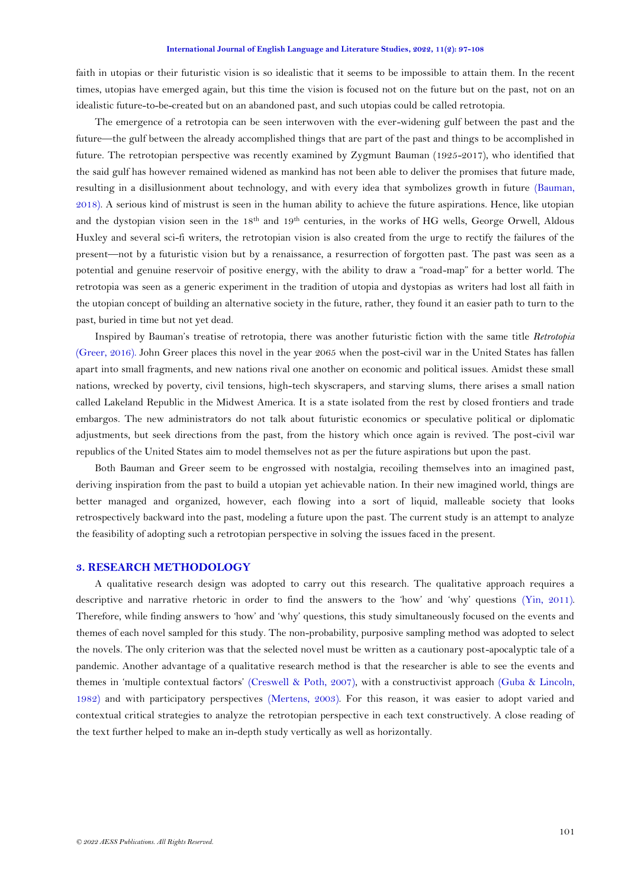faith in utopias or their futuristic vision is so idealistic that it seems to be impossible to attain them. In the recent times, utopias have emerged again, but this time the vision is focused not on the future but on the past, not on an idealistic future-to-be-created but on an abandoned past, and such utopias could be called retrotopia.

The emergence of a retrotopia can be seen interwoven with the ever-widening gulf between the past and the future—the gulf between the already accomplished things that are part of the past and things to be accomplished in future. The retrotopian perspective was recently examined by Zygmunt Bauman (1925-2017), who identified that the said gulf has however remained widened as mankind has not been able to deliver the promises that future made, resulting in a disillusionment about technology, and with every idea that symbolizes growth in future (Bauman, 2018). A serious kind of mistrust is seen in the human ability to achieve the future aspirations. Hence, like utopian and the dystopian vision seen in the 18th and 19th centuries, in the works of HG wells, George Orwell, Aldous Huxley and several sci-fi writers, the retrotopian vision is also created from the urge to rectify the failures of the present—not by a futuristic vision but by a renaissance, a resurrection of forgotten past. The past was seen as a potential and genuine reservoir of positive energy, with the ability to draw a "road-map" for a better world. The retrotopia was seen as a generic experiment in the tradition of utopia and dystopias as writers had lost all faith in the utopian concept of building an alternative society in the future, rather, they found it an easier path to turn to the past, buried in time but not yet dead.

Inspired by Bauman's treatise of retrotopia, there was another futuristic fiction with the same title *Retrotopia* (Greer, 2016). John Greer places this novel in the year 2065 when the post-civil war in the United States has fallen apart into small fragments, and new nations rival one another on economic and political issues. Amidst these small nations, wrecked by poverty, civil tensions, high-tech skyscrapers, and starving slums, there arises a small nation called Lakeland Republic in the Midwest America. It is a state isolated from the rest by closed frontiers and trade embargos. The new administrators do not talk about futuristic economics or speculative political or diplomatic adjustments, but seek directions from the past, from the history which once again is revived. The post-civil war republics of the United States aim to model themselves not as per the future aspirations but upon the past.

Both Bauman and Greer seem to be engrossed with nostalgia, recoiling themselves into an imagined past, deriving inspiration from the past to build a utopian yet achievable nation. In their new imagined world, things are better managed and organized, however, each flowing into a sort of liquid, malleable society that looks retrospectively backward into the past, modeling a future upon the past. The current study is an attempt to analyze the feasibility of adopting such a retrotopian perspective in solving the issues faced in the present.

## 3. RESEARCH METHODOLOGY

A qualitative research design was adopted to carry out this research. The qualitative approach requires a descriptive and narrative rhetoric in order to find the answers to the 'how' and 'why' questions (Yin, 2011). Therefore, while finding answers to 'how' and 'why' questions, this study simultaneously focused on the events and themes of each novel sampled for this study. The non-probability, purposive sampling method was adopted to select the novels. The only criterion was that the selected novel must be written as a cautionary post-apocalyptic tale of a pandemic. Another advantage of a qualitative research method is that the researcher is able to see the events and themes in 'multiple contextual factors' (Creswell & Poth, 2007), with a constructivist approach (Guba & Lincoln, 1982) and with participatory perspectives (Mertens, 2003). For this reason, it was easier to adopt varied and contextual critical strategies to analyze the retrotopian perspective in each text constructively. A close reading of the text further helped to make an in-depth study vertically as well as horizontally.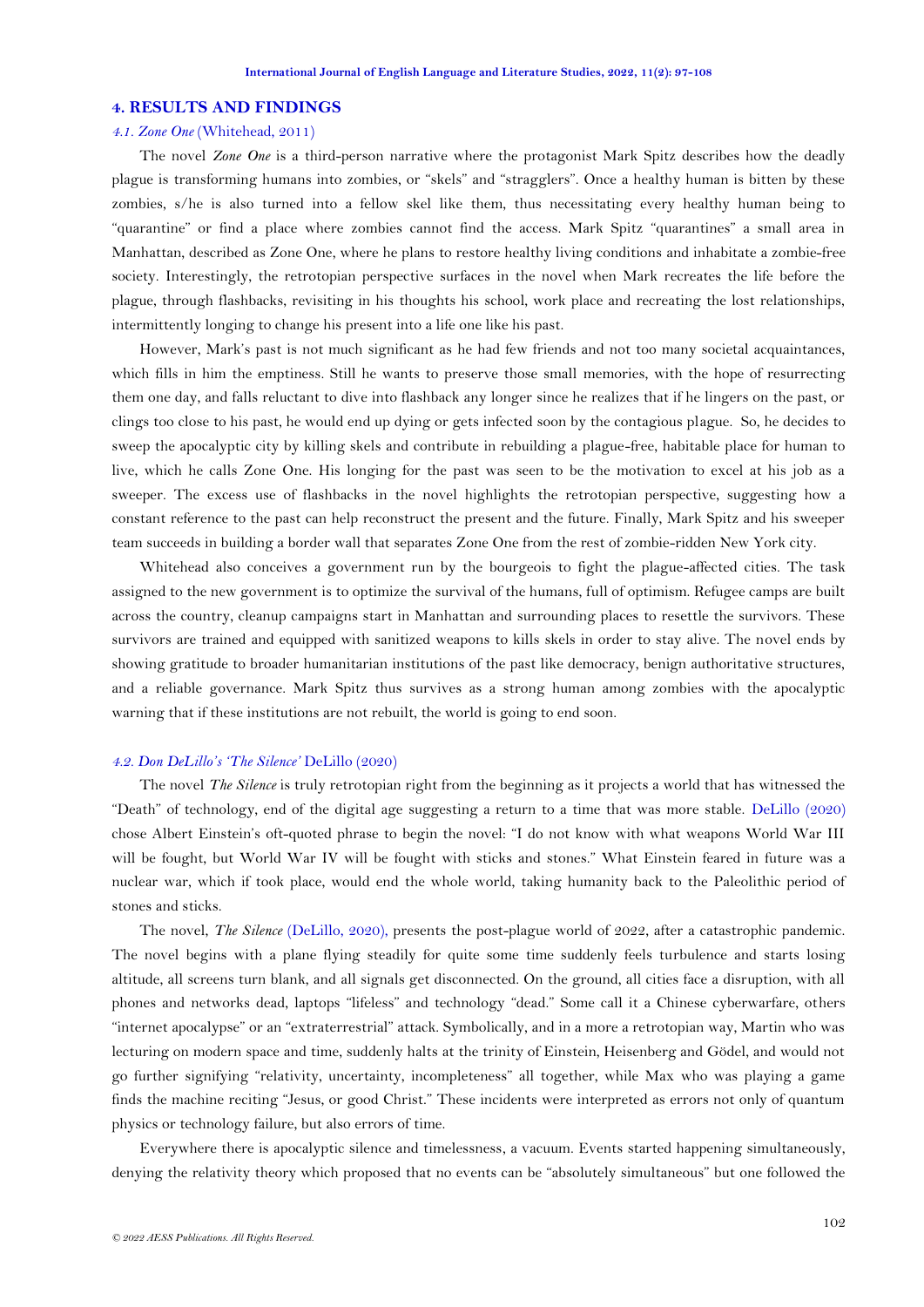## 4. RESULTS AND FINDINGS

### *4.1. Zone One* (Whitehead, 2011)

The novel *Zone One* is a third-person narrative where the protagonist Mark Spitz describes how the deadly plague is transforming humans into zombies, or "skels" and "stragglers". Once a healthy human is bitten by these zombies, s/he is also turned into a fellow skel like them, thus necessitating every healthy human being to "quarantine" or find a place where zombies cannot find the access. Mark Spitz "quarantines" a small area in Manhattan, described as Zone One, where he plans to restore healthy living conditions and inhabitate a zombie-free society. Interestingly, the retrotopian perspective surfaces in the novel when Mark recreates the life before the plague, through flashbacks, revisiting in his thoughts his school, work place and recreating the lost relationships, intermittently longing to change his present into a life one like his past.

However, Mark's past is not much significant as he had few friends and not too many societal acquaintances, which fills in him the emptiness. Still he wants to preserve those small memories, with the hope of resurrecting them one day, and falls reluctant to dive into flashback any longer since he realizes that if he lingers on the past, or clings too close to his past, he would end up dying or gets infected soon by the contagious plague. So, he decides to sweep the apocalyptic city by killing skels and contribute in rebuilding a plague-free, habitable place for human to live, which he calls Zone One. His longing for the past was seen to be the motivation to excel at his job as a sweeper. The excess use of flashbacks in the novel highlights the retrotopian perspective, suggesting how a constant reference to the past can help reconstruct the present and the future. Finally, Mark Spitz and his sweeper team succeeds in building a border wall that separates Zone One from the rest of zombie-ridden New York city.

Whitehead also conceives a government run by the bourgeois to fight the plague-affected cities. The task assigned to the new government is to optimize the survival of the humans, full of optimism. Refugee camps are built across the country, cleanup campaigns start in Manhattan and surrounding places to resettle the survivors. These survivors are trained and equipped with sanitized weapons to kills skels in order to stay alive. The novel ends by showing gratitude to broader humanitarian institutions of the past like democracy, benign authoritative structures, and a reliable governance. Mark Spitz thus survives as a strong human among zombies with the apocalyptic warning that if these institutions are not rebuilt, the world is going to end soon.

### *4.2. Don DeLillo's 'The Silence'* DeLillo (2020)

The novel *The Silence* is truly retrotopian right from the beginning as it projects a world that has witnessed the "Death" of technology, end of the digital age suggesting a return to a time that was more stable. DeLillo (2020) chose Albert Einstein's oft-quoted phrase to begin the novel: "I do not know with what weapons World War III will be fought, but World War IV will be fought with sticks and stones." What Einstein feared in future was a nuclear war, which if took place, would end the whole world, taking humanity back to the Paleolithic period of stones and sticks.

The novel, *The Silence* (DeLillo, 2020), presents the post-plague world of 2022, after a catastrophic pandemic. The novel begins with a plane flying steadily for quite some time suddenly feels turbulence and starts losing altitude, all screens turn blank, and all signals get disconnected. On the ground, all cities face a disruption, with all phones and networks dead, laptops "lifeless" and technology "dead." Some call it a Chinese cyberwarfare, others "internet apocalypse" or an "extraterrestrial" attack. Symbolically, and in a more retrotopian way, Martin who was lecturing on modern space and time, suddenly halts at the trinity of Einstein, Heisenberg and Gödel, and would not go further signifying "relativity, uncertainty, incompleteness" all together, while Max who was playing a game finds the machine reciting "Jesus, or good Christ." These incidents were interpreted as errors not only of quantum physics or technology failure, but also errors of time.

Everywhere there is apocalyptic silence and timelessness, a vacuum. Events started happening simultaneously, denying the relativity theory which proposed that no events can be "absolutely simultaneous" but one followed the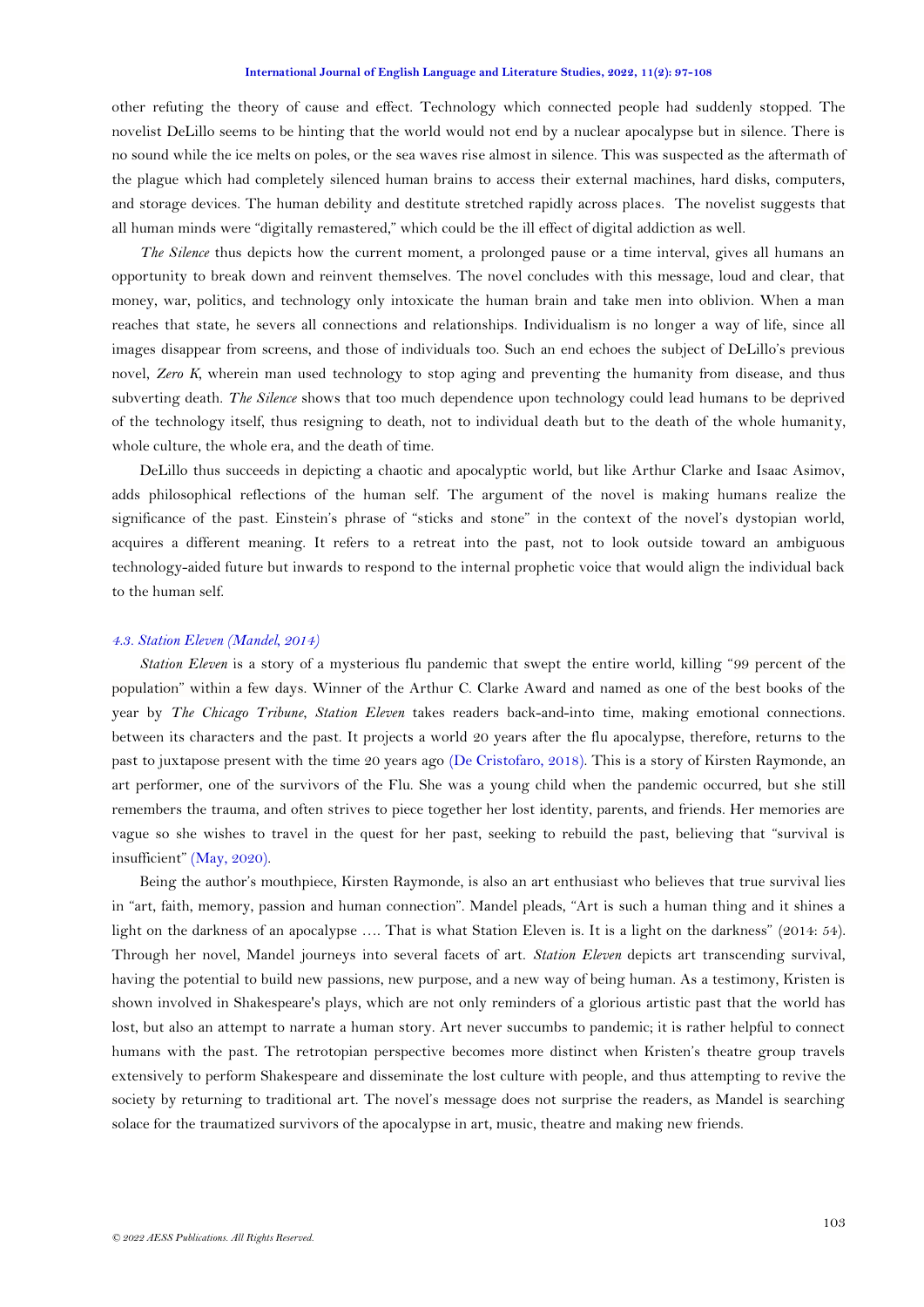other refuting the theory of cause and effect. Technology which connected people had suddenly stopped. The novelist DeLillo seems to be hinting that the world would not end by a nuclear apocalypse but in silence. There is no sound while the ice melts on poles, or the sea waves rise almost in silence. This was suspected as the aftermath of the plague which had completely silenced human brains to access their external machines, hard disks, computers, and storage devices. The human debility and destitute stretched rapidly across places. The novelist suggests that all human minds were "digitally remastered," which could be the ill effect of digital addiction as well.

*The Silence* thus depicts how the current moment, a prolonged pause or a time interval, gives all humans an opportunity to break down and reinvent themselves. The novel concludes with this message, loud and clear, that money, war, politics, and technology only intoxicate the human brain and take men into oblivion. When a man reaches that state, he severs all connections and relationships. Individualism is no longer a way of life, since all images disappear from screens, and those of individuals too. Such an end echoes the subject of DeLillo's previous novel, *Zero K*, wherein man used technology to stop aging and preventing the humanity from disease, and thus subverting death. *The Silence* shows that too much dependence upon technology could lead humans to be deprived of the technology itself, thus resigning to death, not to individual death but to the death of the whole humanity, whole culture, the whole era, and the death of time.

DeLillo thus succeeds in depicting a chaotic and apocalyptic world, but like Arthur Clarke and Isaac Asimov, adds philosophical reflections of the human self. The argument of the novel is making humans realize the significance of the past. Einstein's phrase of "sticks and stone" in the context of the novel's dystopian world, acquires a different meaning. It refers to a retreat into the past, not to look outside toward an ambiguous technology-aided future but inwards to respond to the internal prophetic voice that would align the individual back to the human self.

### *4.3. Station Eleven (Mandel, 2014)*

*Station Eleven* is a story of a mysterious flu pandemic that swept the entire world, killing "99 percent of the population" within a few days. Winner of the Arthur C. Clarke Award and named as one of the best books of the year by *The Chicago Tribune*, *Station Eleven* takes readers back-and-into time, making emotional connections. between its characters and the past. It projects a world 20 years after the flu apocalypse, therefore, returns to the past to juxtapose present with the time 20 years ago (De Cristofaro, 2018). This is a story of Kirsten Raymonde, an art performer, one of the survivors of the Flu. She was a young child when the pandemic occurred, but she still remembers the trauma, and often strives to piece together her lost identity, parents, and friends. Her memories are vague so she wishes to travel in the quest for her past, seeking to rebuild the past, believing that "survival is insufficient" (May, 2020).

Being the author's mouthpiece, Kirsten Raymonde, is also an art enthusiast who believes that true survival lies in "art, faith, memory, passion and human connection". Mandel pleads, "Art is such a human thing and it shines a light on the darkness of an apocalypse …. That is what Station Eleven is. It is a light on the darkness" (2014: 54). Through her novel, Mandel journeys into several facets of art. *Station Eleven* depicts art transcending survival, having the potential to build new passions, new purpose, and a new way of being human. As a testimony, Kristen is shown involved in Shakespeare's plays, which are not only reminders of a glorious artistic past that the world has lost, but also an attempt to narrate a human story. Art never succumbs to pandemic; it is rather helpful to connect humans with the past. The retrotopian perspective becomes more distinct when Kristen's theatre group travels extensively to perform Shakespeare and disseminate the lost culture with people, and thus attempting to revive the society by returning to traditional art. The novel's message does not surprise the readers, as Mandel is searching solace for the traumatized survivors of the apocalypse in art, music, theatre and making new friends.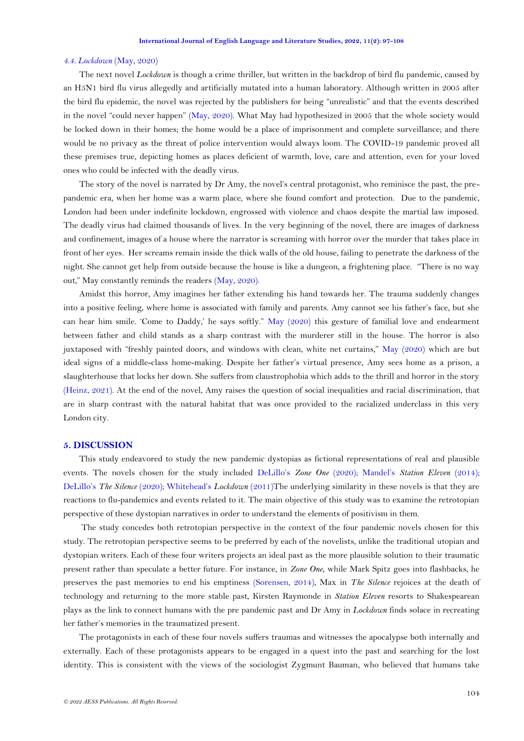### *4.4. Lockdown* (May, 2020)

The next novel *Lockdown* is though a crime thriller, but written in the backdrop of bird flu pandemic, caused by an H5N1 bird flu virus allegedly and artificially mutated into a human laboratory. Although written in 2005 after the bird flu epidemic, the novel was rejected by the publishers for being "unrealistic" and that the events described in the novel "could never happen" (May, 2020). What May had hypothesized in 2005 that the whole society would be locked down in their homes; the home would be a place of imprisonment and complete surveillance; and there would be no privacy as the threat of police intervention would always loom. The COVID-19 pandemic proved all these premises true, depicting homes as places deficient of warmth, love, care and attention, even for your loved ones who could be infected with the deadly virus.

The story of the novel is narrated by Dr Amy, the novel's central protagonist, who reminisce the past, the pre-pandemic era, when her home was a warm place, where she found comfort and protection. Due to the pandemic, London had been under indefinite lockdown, engrossed with violence and chaos despite the martial law imposed. The deadly virus had claimed thousands of lives. In the very beginning of the novel, there are images of darkness and confinement, images of a house where the narrator is screaming with horror over the murder that takes place in front of her eyes. Her screams remain inside the thick walls of the old house, failing to penetrate the darkness of the night. She cannot get help from outside because the house is like a dungeon, a frightening place. "There is no way out," May constantly reminds the readers (May, 2020).

Amidst this horror, Amy imagines her father extending his hand towards her. The trauma suddenly changes into a positive feeling, where home is associated with family and parents. Amy cannot see his father's face, but she can hear him smile. 'Come to Daddy,' he says softly." May (2020) this gesture of familial love and endearment between father and child stands as a sharp contrast with the murderer still in the house. The horror is also juxtaposed with "freshly painted doors, and windows with clean, white net curtains," May (2020) which are but ideal signs of a middle-class home-making. Despite her father's virtual presence, Amy sees home as a prison, a slaughterhouse that locks her down. She suffers from claustrophobia which adds to the thrill and horror in the story (Heinz, 2021). At the end of the novel, Amy raises the question of social inequalities and racial discrimination, that are in sharp contrast with the natural habitat that was once provided to the racialized underclass in this very London city.

## 5. DISCUSSION

This study endeavored to study the new pandemic dystopias as fictional representations of real and plausible events. The novels chosen for the study included DeLillo's *Zone One* (2020); Mandel's *Station Eleven* (2014); DeLillo's *The Silence* (2020); Whitehead's *Lockdown* (2011)The underlying similarity in these novels is that they are reactions to flu-pandemics and events related to it. The main objective of this study was to examine the retrotopian perspective of these dystopian narratives in order to understand the elements of positivism in them.

The study concedes both retrotopian perspective in the context of the four pandemic novels chosen for this study. The retrotopian perspective seems to be preferred by each of the novelists, unlike the traditional utopian and dystopian writers. Each of these four writers projects an ideal past as the more plausible solution to their traumatic present rather than speculate a better future. For instance, in *Zone One*, while Mark Spitz goes into flashbacks, he preserves the past memories to end his emptiness (Sorensen, 2014), Max in *The Silence* rejoices at the death of technology and returning to the more stable past, Kirsten Raymonde in *Station Eleven* resorts to Shakespearean plays as the link to connect humans with the pre pandemic past and Dr Amy in *Lockdown* finds solace in recreating her father's memories in the traumatized present.

The protagonists in each of these four novels suffers traumas and witnesses the apocalypse both internally and externally. Each of these protagonists appears to be engaged in a quest into the past and searching for the lost identity. This is consistent with the views of the sociologist Zygmunt Bauman, who believed that humans take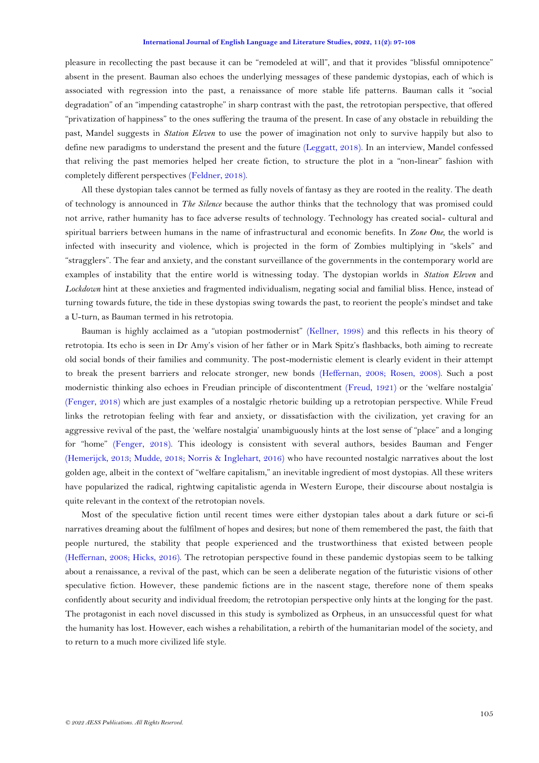pleasure in recollecting the past because it can be "remodeled at will", and that it provides "blissful omnipotence" absent in the present. Bauman also echoes the underlying messages of these pandemic dystopias, each of which is associated with regression into the past, a renaissance of more stable life patterns. Bauman calls it "social degradation" of an "impending catastrophe" in sharp contrast with the past, the retrotopian perspective, that offered "privatization of happiness" to the ones suffering the trauma of the present. In case of any obstacle in rebuilding the past, Mandel suggests in *Station Eleven* to use the power of imagination not only to survive happily but also to define new paradigms to understand the present and the future (Leggatt, 2018). In an interview, Mandel confessed that reliving the past memories helped her create fiction, to structure the plot in a "non-linear" fashion with completely different perspectives (Feldner, 2018).

All these dystopian tales cannot be termed as fully novels of fantasy as they are rooted in the reality. The death of technology is announced in *The Silence* because the author thinks that the technology that was promised could not arrive, rather humanity has to face adverse results of technology. Technology has created social- cultural and spiritual barriers between humans in the name of infrastructural and economic benefits. In *Zone One*, the world is infected with insecurity and violence, which is projected in the form of Zombies multiplying in "skels" and "stragglers". The fear and anxiety, and the constant surveillance of the governments in the contemporary world are examples of instability that the entire world is witnessing today. The dystopian worlds in *Station Eleven* and *Lockdown* hint at these anxieties and fragmented individualism, negating social and familial bliss. Hence, instead of turning towards future, the tide in these dystopias swing towards the past, to reorient the people's mindset and take a U-turn, as Bauman termed in his retrotopia.

Bauman is highly acclaimed as a "utopian postmodernist" (Kellner, 1998) and this reflects in his theory of retrotopia. Its echo is seen in Dr Amy's vision of her father or in Mark Spitz's flashbacks, both aiming to recreate old social bonds of their families and community. The post-modernistic element is clearly evident in their attempt to break the present barriers and relocate stronger, new bonds (Heffernan, 2008; Rosen, 2008). Such a post modernistic thinking also echoes in Freudian principle of discontentment (Freud, 1921) or the 'welfare nostalgia' (Fenger, 2018) which are just examples of a nostalgic rhetoric building up a retrotopian perspective. While Freud links the retrotopian feeling with fear and anxiety, or dissatisfaction with the civilization, yet craving for an aggressive revival of the past, the 'welfare nostalgia' unambiguously hints at the lost sense of "place" and a longing for "home" (Fenger, 2018). This ideology is consistent with several authors, besides Bauman and Fenger (Hemerijck, 2013; Mudde, 2018; Norris & Inglehart, 2016) who have recounted nostalgic narratives about the lost golden age, albeit in the context of "welfare capitalism," an inevitable ingredient of most dystopias. All these writers have popularized the radical, rightwing capitalistic agenda in Western Europe, their discourse about nostalgia is quite relevant in the context of the retrotopian novels.

Most of the speculative fiction until recent times were either dystopian tales about a dark future or sci-fi narratives dreaming about the fulfilment of hopes and desires; but none of them remembered the past, the faith that people nurtured, the stability that people experienced and the trustworthiness that existed between people (Heffernan, 2008; Hicks, 2016). The retrotopian perspective found in these pandemic dystopias seem to be talking about a renaissance, a revival of the past, which can be seen a deliberate negation of the futuristic visions of other speculative fiction. However, these pandemic fictions are in the nascent stage, therefore none of them speaks confidently about security and individual freedom; the retrotopian perspective only hints at the longing for the past. The protagonist in each novel discussed in this study is symbolized as Orpheus, in an unsuccessful quest for what the humanity has lost. However, each wishes a rehabilitation, a rebirth of the humanitarian model of the society, and to return to a much more civilized life style.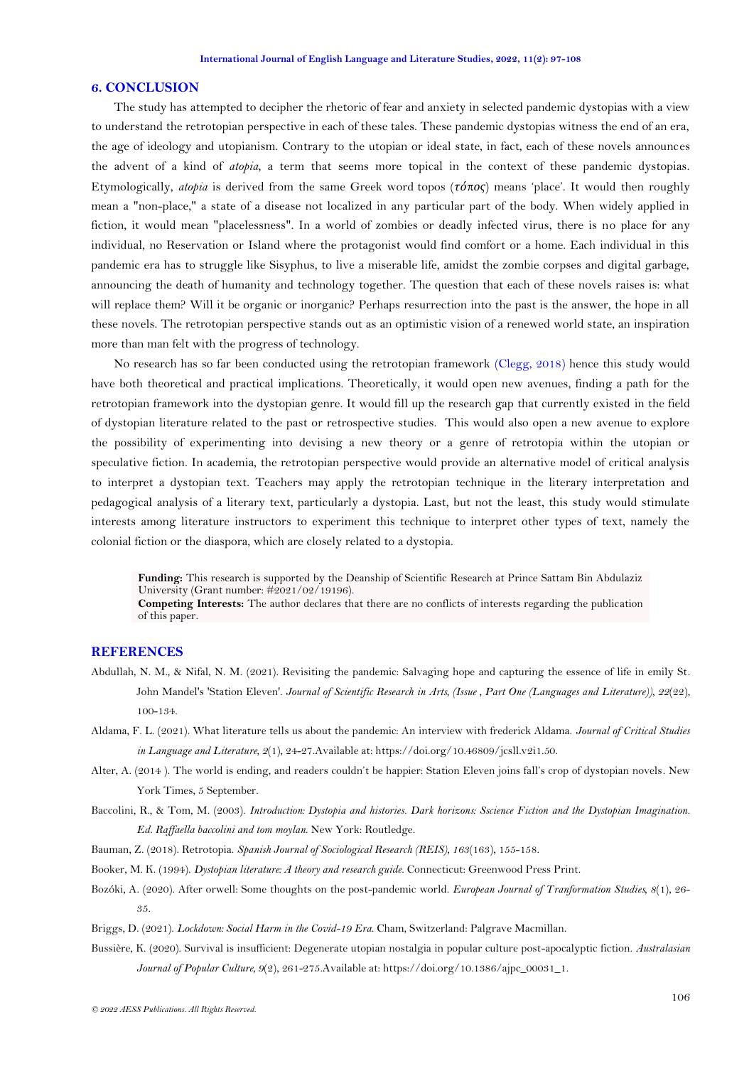## 6. CONCLUSION

The study has attempted to decipher the rhetoric of fear and anxiety in selected pandemic dystopias with a view to understand the retrotopian perspective in each of these tales. These pandemic dystopias witness the end of an era, the age of ideology and utopianism. Contrary to the utopian or ideal state, in fact, each of these novels announces the advent of a kind of *atopia*, a term that seems more topical in the context of these pandemic dystopias. Etymologically, *atopia* is derived from the same Greek word topos (*τόπος*) means 'place'. It would then roughly mean a "non-place," a state of a disease not localized in any particular part of the body. When widely applied in fiction, it would mean "placelessness". In a world of zombies or deadly infected virus, there is no place for any individual, no Reservation or Island where the protagonist would find comfort or a home. Each individual in this pandemic era has to struggle like Sisyphus, to live a miserable life, amidst the zombie corpses and digital garbage, announcing the death of humanity and technology together. The question that each of these novels raises is: what will replace them? Will it be organic or inorganic? Perhaps resurrection into the past is the answer, the hope in all these novels. The retrotopian perspective stands out as an optimistic vision of a renewed world state, an inspiration more than man felt with the progress of technology.

No research has so far been conducted using the retrotopian framework (Clegg, 2018) hence this study would have both theoretical and practical implications. Theoretically, it would open new avenues, finding a path for the retrotopian framework into the dystopian genre. It would fill up the research gap that currently existed in the field of dystopian literature related to the past or retrospective studies. This would also open a new avenue to explore the possibility of experimenting into devising a new theory or a genre of retrotopia within the utopian or speculative fiction. In academia, the retrotopian perspective would provide an alternative model of critical analysis to interpret a dystopian text. Teachers may apply the retrotopian technique in the literary interpretation and pedagogical analysis of a literary text, particularly a dystopia. Last, but not the least, this study would stimulate interests among literature instructors to experiment this technique to interpret other types of text, namely the colonial fiction or the diaspora, which are closely related to a dystopia.

**Funding:** This research is supported by the Deanship of Scientific Research at Prince Sattam Bin Abdulaziz University (Grant number: #2021/02/19196).
**Competing Interests:** The author declares that there are no conflicts of interests regarding the publication of this paper.

## REFERENCES

Abdullah, N. M., & Nifal, N. M. (2021). Revisiting the pandemic: Salvaging hope and capturing the essence of life in emily St. John Mandel's 'Station Eleven'. *Journal of Scientific Research in Arts, (Issue , Part One (Languages and Literature)), 22*(22), 100-134.

Aldama, F. L. (2021). What literature tells us about the pandemic: An interview with frederick Aldama. *Journal of Critical Studies in Language and Literature, 2*(1), 24-27.Available at: https://doi.org/10.46809/jcsll.v2i1.50.

Alter, A. (2014 ). The world is ending, and readers couldn't be happier: Station Eleven joins fall's crop of dystopian novels. New York Times, 5 September.

Baccolini, R., & Tom, M. (2003). *Introduction: Dystopia and histories. Dark horizons: Sscience Fiction and the Dystopian Imagination. Ed. Raffaella baccolini and tom moylan.* New York: Routledge.

Bauman, Z. (2018). Retrotopia. *Spanish Journal of Sociological Research (REIS), 163*(163), 155-158.

Booker, M. K. (1994). *Dystopian literature: A theory and research guide.* Connecticut: Greenwood Press Print.

Bozóki, A. (2020). After orwell: Some thoughts on the post-pandemic world. *European Journal of Tranformation Studies, 8*(1), 26-35.

Briggs, D. (2021). *Lockdown: Social Harm in the Covid-19 Era.* Cham, Switzerland: Palgrave Macmillan.

Bussière, K. (2020). Survival is insufficient: Degenerate utopian nostalgia in popular culture post-apocalyptic fiction. *Australasian Journal of Popular Culture, 9*(2), 261-275.Available at: https://doi.org/10.1386/ajpc_00031_1.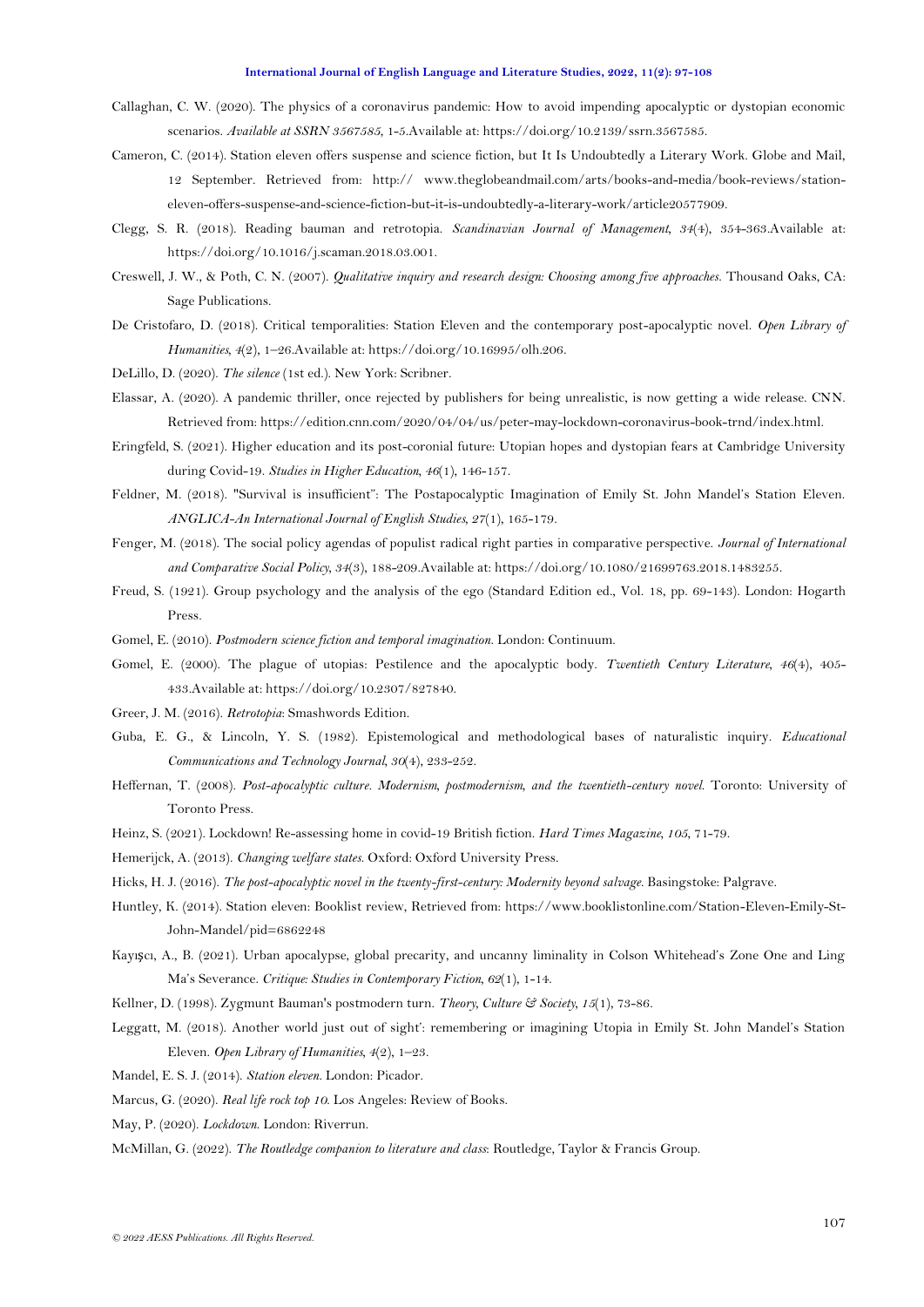Callaghan, C. W. (2020). The physics of a coronavirus pandemic: How to avoid impending apocalyptic or dystopian economic scenarios. *Available at SSRN 3567585*, 1-5.Available at: https://doi.org/10.2139/ssrn.3567585.

Cameron, C. (2014). Station eleven offers suspense and science fiction, but It Is Undoubtedly a Literary Work. Globe and Mail, 12 September. Retrieved from: http:// www.theglobeandmail.com/arts/books-and-media/book-reviews/station-eleven-offers-suspense-and-science-fiction-but-it-is-undoubtedly-a-literary-work/article20577909.

Clegg, S. R. (2018). Reading bauman and retrotopia. *Scandinavian Journal of Management*, *34*(4), 354-363.Available at: https://doi.org/10.1016/j.scaman.2018.03.001.

Creswell, J. W., & Poth, C. N. (2007). *Qualitative inquiry and research design: Choosing among five approaches*. Thousand Oaks, CA: Sage Publications.

De Cristofaro, D. (2018). Critical temporalities: Station Eleven and the contemporary post-apocalyptic novel. *Open Library of Humanities*, *4*(2), 1–26.Available at: https://doi.org/10.16995/olh.206.

DeLillo, D. (2020). *The silence* (1st ed.). New York: Scribner.

Elassar, A. (2020). A pandemic thriller, once rejected by publishers for being unrealistic, is now getting a wide release. CNN. Retrieved from: https://edition.cnn.com/2020/04/04/us/peter-may-lockdown-coronavirus-book-trnd/index.html.

Eringfeld, S. (2021). Higher education and its post-coronial future: Utopian hopes and dystopian fears at Cambridge University during Covid-19. *Studies in Higher Education*, *46*(1), 146-157.

Feldner, M. (2018). "Survival is insufficient": The Postapocalyptic Imagination of Emily St. John Mandel's Station Eleven. *ANGLICA-An International Journal of English Studies*, *27*(1), 165-179.

Fenger, M. (2018). The social policy agendas of populist radical right parties in comparative perspective. *Journal of International and Comparative Social Policy*, *34*(3), 188-209.Available at: https://doi.org/10.1080/21699763.2018.1483255.

Freud, S. (1921). Group psychology and the analysis of the ego (Standard Edition ed., Vol. 18, pp. 69-143). London: Hogarth Press.

Gomel, E. (2010). *Postmodern science fiction and temporal imagination*. London: Continuum.

Gomel, E. (2000). The plague of utopias: Pestilence and the apocalyptic body. *Twentieth Century Literature*, *46*(4), 405-433.Available at: https://doi.org/10.2307/827840.

Greer, J. M. (2016). *Retrotopia*: Smashwords Edition.

Guba, E. G., & Lincoln, Y. S. (1982). Epistemological and methodological bases of naturalistic inquiry. *Educational Communications and Technology Journal*, *30*(4), 233-252.

Heffernan, T. (2008). *Post-apocalyptic culture. Modernism, postmodernism, and the twentieth-century novel*. Toronto: University of Toronto Press.

Heinz, S. (2021). Lockdown! Re-assessing home in covid-19 British fiction. *Hard Times Magazine*, *105*, 71-79.

Hemerijck, A. (2013). *Changing welfare states*. Oxford: Oxford University Press.

Hicks, H. J. (2016). *The post-apocalyptic novel in the twenty-first-century: Modernity beyond salvage*. Basingstoke: Palgrave.

Huntley, K. (2014). Station eleven: Booklist review, Retrieved from: https://www.booklistonline.com/Station-Eleven-Emily-St-John-Mandel/pid=6862248

Kayışcı, A., B. (2021). Urban apocalypse, global precarity, and uncanny liminality in Colson Whitehead's Zone One and Ling Ma's Severance. *Critique: Studies in Contemporary Fiction*, *62*(1), 1-14.

Kellner, D. (1998). Zygmunt Bauman's postmodern turn. *Theory, Culture & Society*, *15*(1), 73-86.

Leggatt, M. (2018). Another world just out of sight': remembering or imagining Utopia in Emily St. John Mandel's Station Eleven. *Open Library of Humanities*, *4*(2), 1–23.

Mandel, E. S. J. (2014). *Station eleven*. London: Picador.

Marcus, G. (2020). *Real life rock top 10*. Los Angeles: Review of Books.

May, P. (2020). *Lockdown*. London: Riverrun.

McMillan, G. (2022). *The Routledge companion to literature and class*: Routledge, Taylor & Francis Group.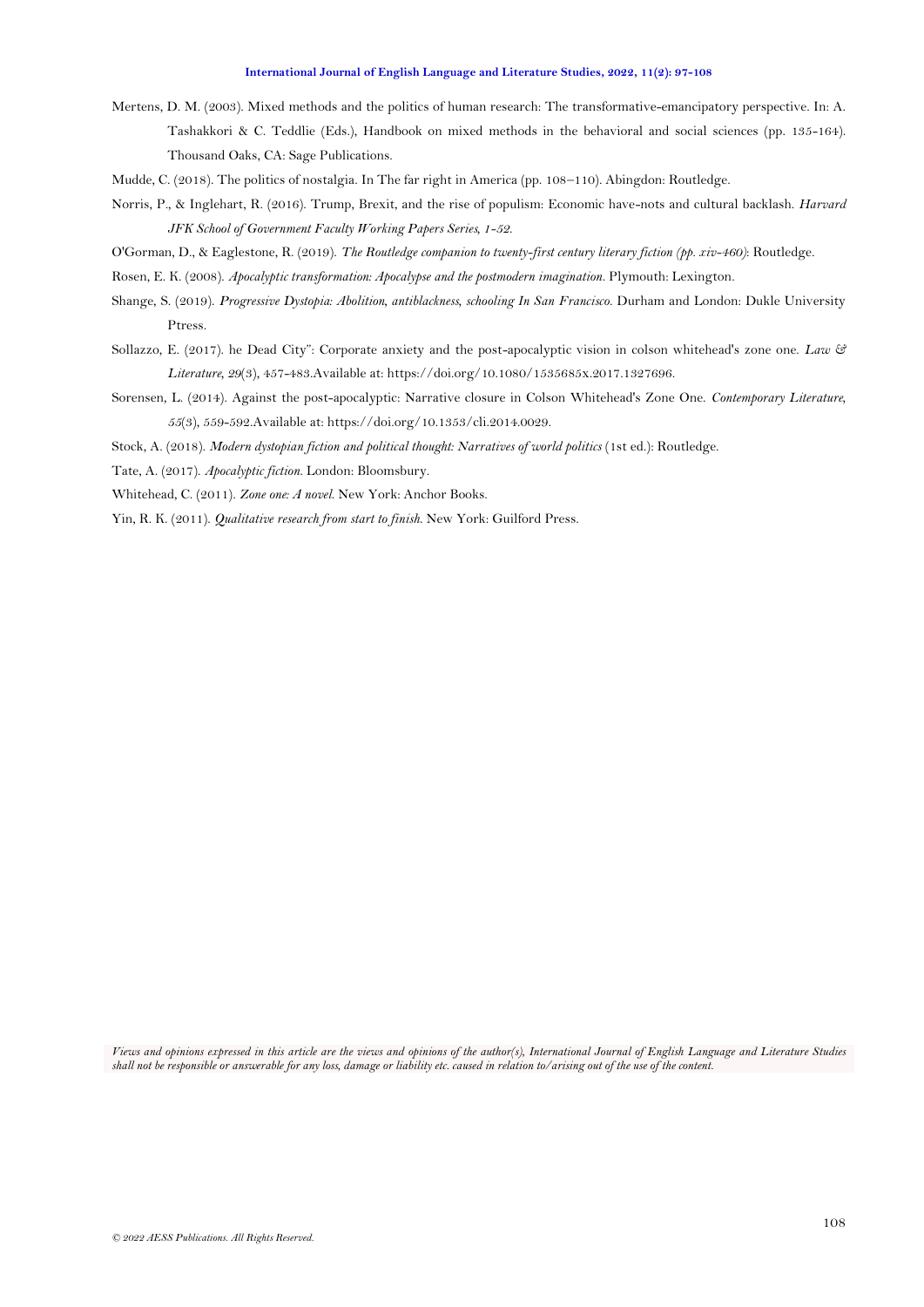Mertens, D. M. (2003). Mixed methods and the politics of human research: The transformative-emancipatory perspective. In: A. Tashakkori & C. Teddlie (Eds.), Handbook on mixed methods in the behavioral and social sciences (pp. 135-164). Thousand Oaks, CA: Sage Publications.

Mudde, C. (2018). The politics of nostalgia. In The far right in America (pp. 108–110). Abingdon: Routledge.

Norris, P., & Inglehart, R. (2016). Trump, Brexit, and the rise of populism: Economic have-nots and cultural backlash. *Harvard JFK School of Government Faculty Working Papers Series, 1-52.*

O'Gorman, D., & Eaglestone, R. (2019). *The Routledge companion to twenty-first century literary fiction (pp. xiv-460)*: Routledge.

Rosen, E. K. (2008). *Apocalyptic transformation: Apocalypse and the postmodern imagination.* Plymouth: Lexington.

Shange, S. (2019). *Progressive Dystopia: Abolition, antiblackness, schooling In San Francisco.* Durham and London: Dukle University Ptress.

Sollazzo, E. (2017). he Dead City": Corporate anxiety and the post-apocalyptic vision in colson whitehead's zone one. *Law & Literature, 29*(3), 457-483.Available at: https://doi.org/10.1080/1535685x.2017.1327696.

Sorensen, L. (2014). Against the post-apocalyptic: Narrative closure in Colson Whitehead's Zone One. *Contemporary Literature, 55*(3), 559-592.Available at: https://doi.org/10.1353/cli.2014.0029.

Stock, A. (2018). *Modern dystopian fiction and political thought: Narratives of world politics* (1st ed.): Routledge.

Tate, A. (2017). *Apocalyptic fiction.* London: Bloomsbury.

Whitehead, C. (2011). *Zone one: A novel.* New York: Anchor Books.

Yin, R. K. (2011). *Qualitative research from start to finish.* New York: Guilford Press.

*Views and opinions expressed in this article are the views and opinions of the author(s), International Journal of English Language and Literature Studies shall not be responsible or answerable for any loss, damage or liability etc. caused in relation to/arising out of the use of the content.*